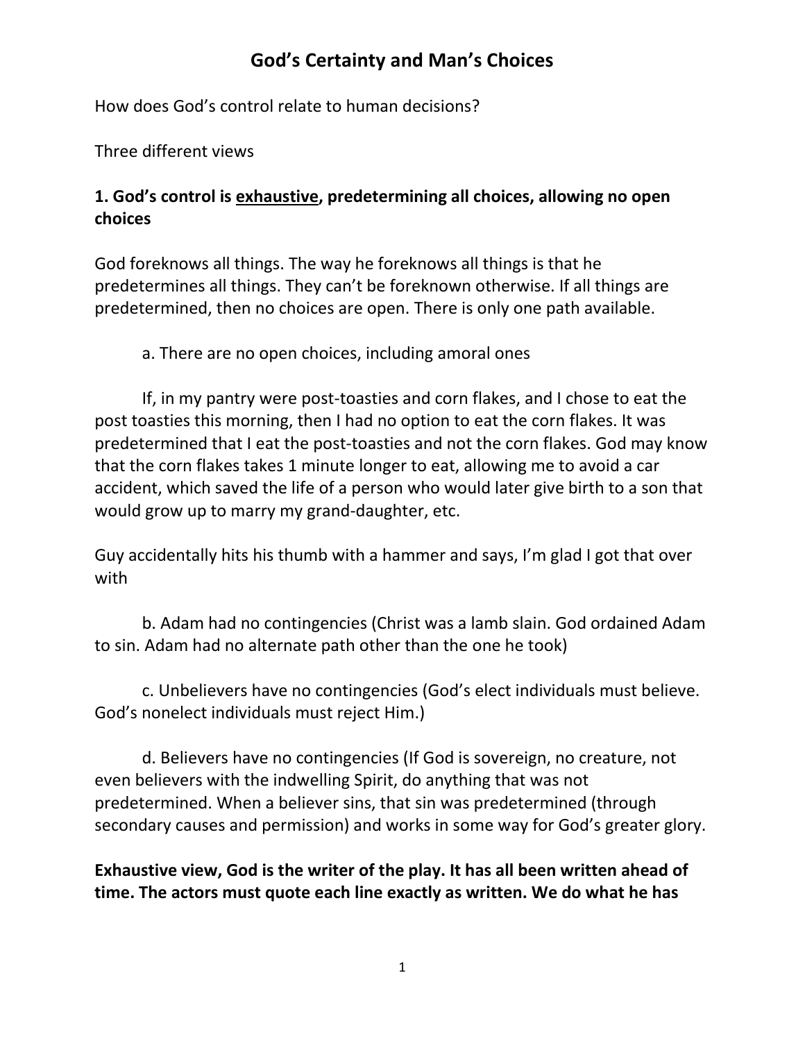# God's Certainty and Man's Choices

How does God's control relate to human decisions?

Three different views

**1. God's control is <u>exhaustive</u>, predetermining all choices, allowing no open choices**

God foreknows all things. The way he foreknows all things is that he predetermines all things. They can't be foreknown otherwise. If all things are predetermined, then no choices are open. There is only one path available.

a. There are no open choices, including amoral ones

If, in my pantry were post-toasties and corn flakes, and I chose to eat the post toasties this morning, then I had no option to eat the corn flakes. It was predetermined that I eat the post-toasties and not the corn flakes. God may know that the corn flakes takes 1 minute longer to eat, allowing me to avoid a car accident, which saved the life of a person who would later give birth to a son that would grow up to marry my grand-daughter, etc.

Guy accidentally hits his thumb with a hammer and says, I'm glad I got that over with

b. Adam had no contingencies (Christ was a lamb slain. God ordained Adam to sin. Adam had no alternate path other than the one he took)

c. Unbelievers have no contingencies (God's elect individuals must believe. God's nonelect individuals must reject Him.)

d. Believers have no contingencies (If God is sovereign, no creature, not even believers with the indwelling Spirit, do anything that was not predetermined. When a believer sins, that sin was predetermined (through secondary causes and permission) and works in some way for God's greater glory.

**Exhaustive view, God is the writer of the play. It has all been written ahead of time. The actors must quote each line exactly as written. We do what he has**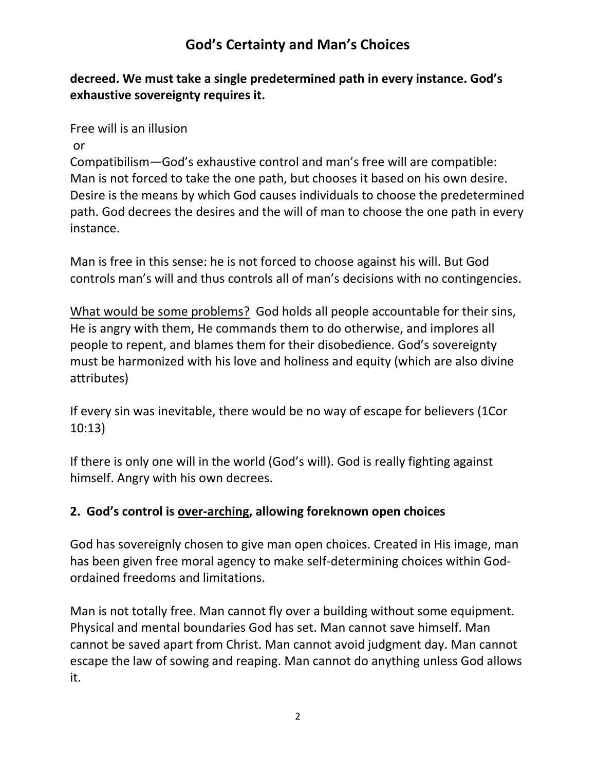**decreed. We must take a single predetermined path in every instance. God's exhaustive sovereignty requires it.**

Free will is an illusion

or

Compatibilism—God's exhaustive control and man's free will are compatible: Man is not forced to take the one path, but chooses it based on his own desire. Desire is the means by which God causes individuals to choose the predetermined path. God decrees the desires and the will of man to choose the one path in every instance.

Man is free in this sense: he is not forced to choose against his will. But God controls man's will and thus controls all of man's decisions with no contingencies.

<u>What would be some problems?</u> God holds all people accountable for their sins, He is angry with them, He commands them to do otherwise, and implores all people to repent, and blames them for their disobedience. God's sovereignty must be harmonized with his love and holiness and equity (which are also divine attributes)

If every sin was inevitable, there would be no way of escape for believers (1Cor 10:13)

If there is only one will in the world (God's will). God is really fighting against himself. Angry with his own decrees.

## 2. God's control is <u>over-arching</u>, allowing foreknown open choices

God has sovereignly chosen to give man open choices. Created in His image, man has been given free moral agency to make self-determining choices within God-ordained freedoms and limitations.

Man is not totally free. Man cannot fly over a building without some equipment. Physical and mental boundaries God has set. Man cannot save himself. Man cannot be saved apart from Christ. Man cannot avoid judgment day. Man cannot escape the law of sowing and reaping. Man cannot do anything unless God allows it.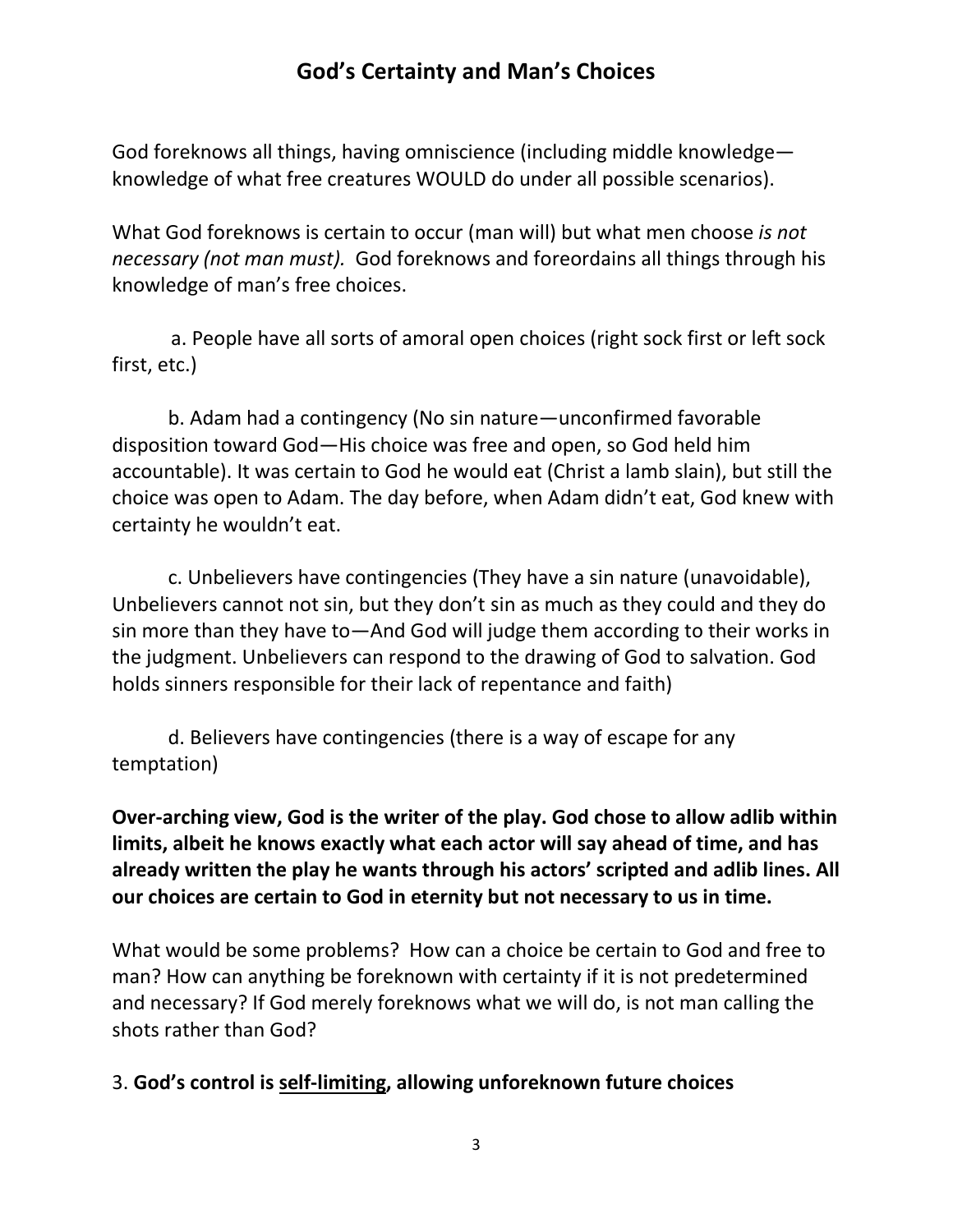## God's Certainty and Man's Choices

God foreknows all things, having omniscience (including middle knowledge—knowledge of what free creatures WOULD do under all possible scenarios).

What God foreknows is certain to occur (man will) but what men choose *is not necessary (not man must).* God foreknows and foreordains all things through his knowledge of man's free choices.

a. People have all sorts of amoral open choices (right sock first or left sock first, etc.)

b. Adam had a contingency (No sin nature—unconfirmed favorable disposition toward God—His choice was free and open, so God held him accountable). It was certain to God he would eat (Christ a lamb slain), but still the choice was open to Adam. The day before, when Adam didn't eat, God knew with certainty he wouldn't eat.

c. Unbelievers have contingencies (They have a sin nature (unavoidable), Unbelievers cannot not sin, but they don't sin as much as they could and they do sin more than they have to—And God will judge them according to their works in the judgment. Unbelievers can respond to the drawing of God to salvation. God holds sinners responsible for their lack of repentance and faith)

d. Believers have contingencies (there is a way of escape for any temptation)

**Over-arching view, God is the writer of the play. God chose to allow adlib within limits, albeit he knows exactly what each actor will say ahead of time, and has already written the play he wants through his actors' scripted and adlib lines. All our choices are certain to God in eternity but not necessary to us in time.**

What would be some problems? How can a choice be certain to God and free to man? How can anything be foreknown with certainty if it is not predetermined and necessary? If God merely foreknows what we will do, is not man calling the shots rather than God?

3. **God's control is <u>self-limiting</u>, allowing unforeknown future choices**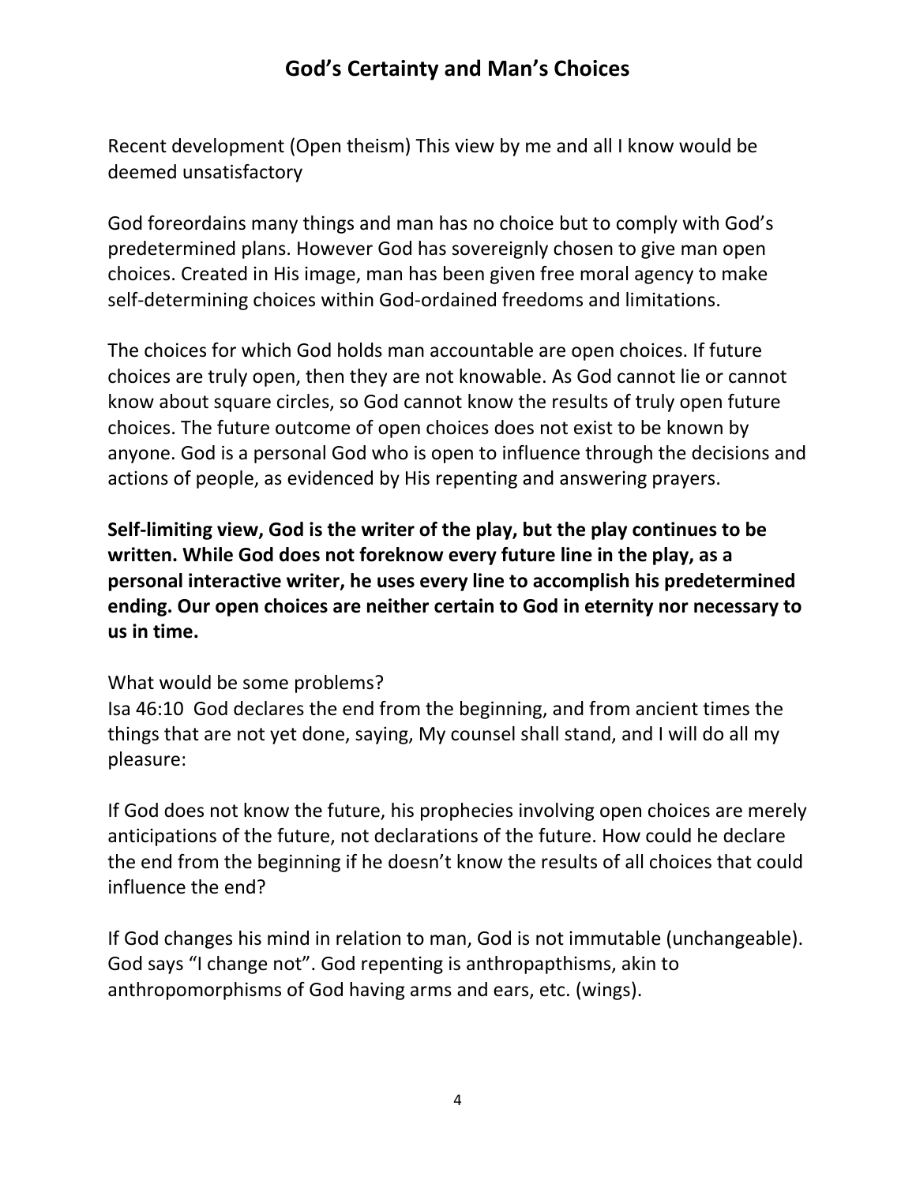## God's Certainty and Man's Choices

Recent development (Open theism) This view by me and all I know would be deemed unsatisfactory

God foreordains many things and man has no choice but to comply with God's predetermined plans. However God has sovereignly chosen to give man open choices. Created in His image, man has been given free moral agency to make self-determining choices within God-ordained freedoms and limitations.

The choices for which God holds man accountable are open choices. If future choices are truly open, then they are not knowable. As God cannot lie or cannot know about square circles, so God cannot know the results of truly open future choices. The future outcome of open choices does not exist to be known by anyone. God is a personal God who is open to influence through the decisions and actions of people, as evidenced by His repenting and answering prayers.

**Self-limiting view, God is the writer of the play, but the play continues to be written. While God does not foreknow every future line in the play, as a personal interactive writer, he uses every line to accomplish his predetermined ending. Our open choices are neither certain to God in eternity nor necessary to us in time.**

What would be some problems?
Isa 46:10 God declares the end from the beginning, and from ancient times the things that are not yet done, saying, My counsel shall stand, and I will do all my pleasure:

If God does not know the future, his prophecies involving open choices are merely anticipations of the future, not declarations of the future. How could he declare the end from the beginning if he doesn't know the results of all choices that could influence the end?

If God changes his mind in relation to man, God is not immutable (unchangeable). God says "I change not". God repenting is anthropapthisms, akin to anthropomorphisms of God having arms and ears, etc. (wings).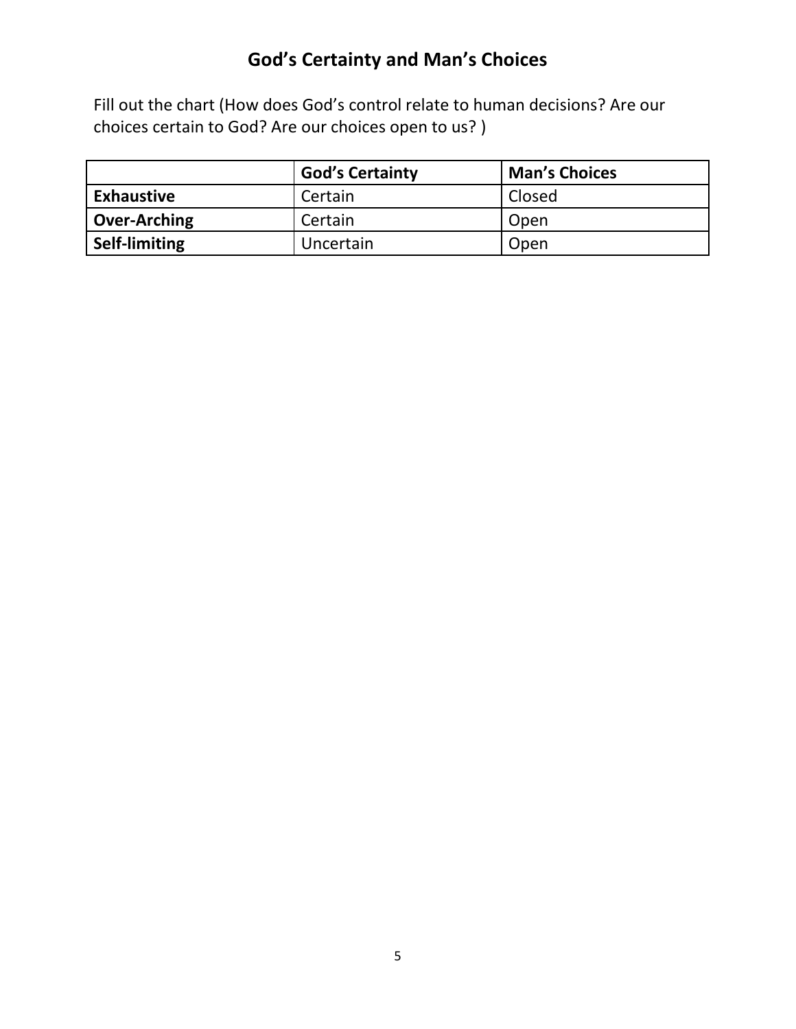# God's Certainty and Man's Choices

Fill out the chart (How does God's control relate to human decisions? Are our choices certain to God? Are our choices open to us? )

| | **God's Certainty** | **Man's Choices** |
|---|---|---|
| **Exhaustive** | Certain | Closed |
| **Over-Arching** | Certain | Open |
| **Self-limiting** | Uncertain | Open |